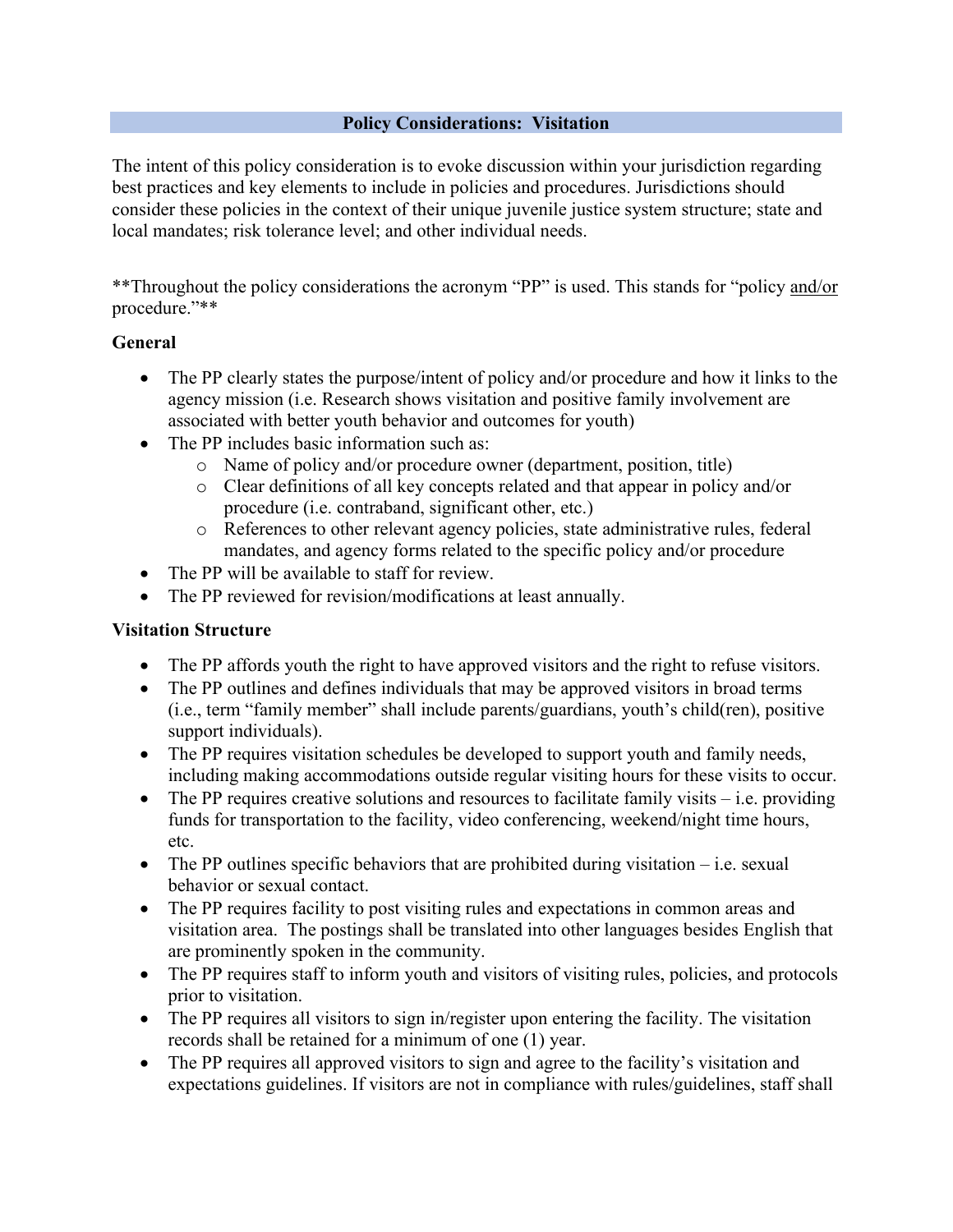## Policy Considerations: Visitation

The intent of this policy consideration is to evoke discussion within your jurisdiction regarding best practices and key elements to include in policies and procedures. Jurisdictions should consider these policies in the context of their unique juvenile justice system structure; state and local mandates; risk tolerance level; and other individual needs.

**Throughout the policy considerations the acronym "PP" is used. This stands for "policy and/or procedure."**

### General

- The PP clearly states the purpose/intent of policy and/or procedure and how it links to the agency mission (i.e. Research shows visitation and positive family involvement are associated with better youth behavior and outcomes for youth)
- The PP includes basic information such as:
  - Name of policy and/or procedure owner (department, position, title)
  - Clear definitions of all key concepts related and that appear in policy and/or procedure (i.e. contraband, significant other, etc.)
  - References to other relevant agency policies, state administrative rules, federal mandates, and agency forms related to the specific policy and/or procedure
- The PP will be available to staff for review.
- The PP reviewed for revision/modifications at least annually.

### Visitation Structure

- The PP affords youth the right to have approved visitors and the right to refuse visitors.
- The PP outlines and defines individuals that may be approved visitors in broad terms (i.e., term "family member" shall include parents/guardians, youth's child(ren), positive support individuals).
- The PP requires visitation schedules be developed to support youth and family needs, including making accommodations outside regular visiting hours for these visits to occur.
- The PP requires creative solutions and resources to facilitate family visits – i.e. providing funds for transportation to the facility, video conferencing, weekend/night time hours, etc.
- The PP outlines specific behaviors that are prohibited during visitation – i.e. sexual behavior or sexual contact.
- The PP requires facility to post visiting rules and expectations in common areas and visitation area. The postings shall be translated into other languages besides English that are prominently spoken in the community.
- The PP requires staff to inform youth and visitors of visiting rules, policies, and protocols prior to visitation.
- The PP requires all visitors to sign in/register upon entering the facility. The visitation records shall be retained for a minimum of one (1) year.
- The PP requires all approved visitors to sign and agree to the facility's visitation and expectations guidelines. If visitors are not in compliance with rules/guidelines, staff shall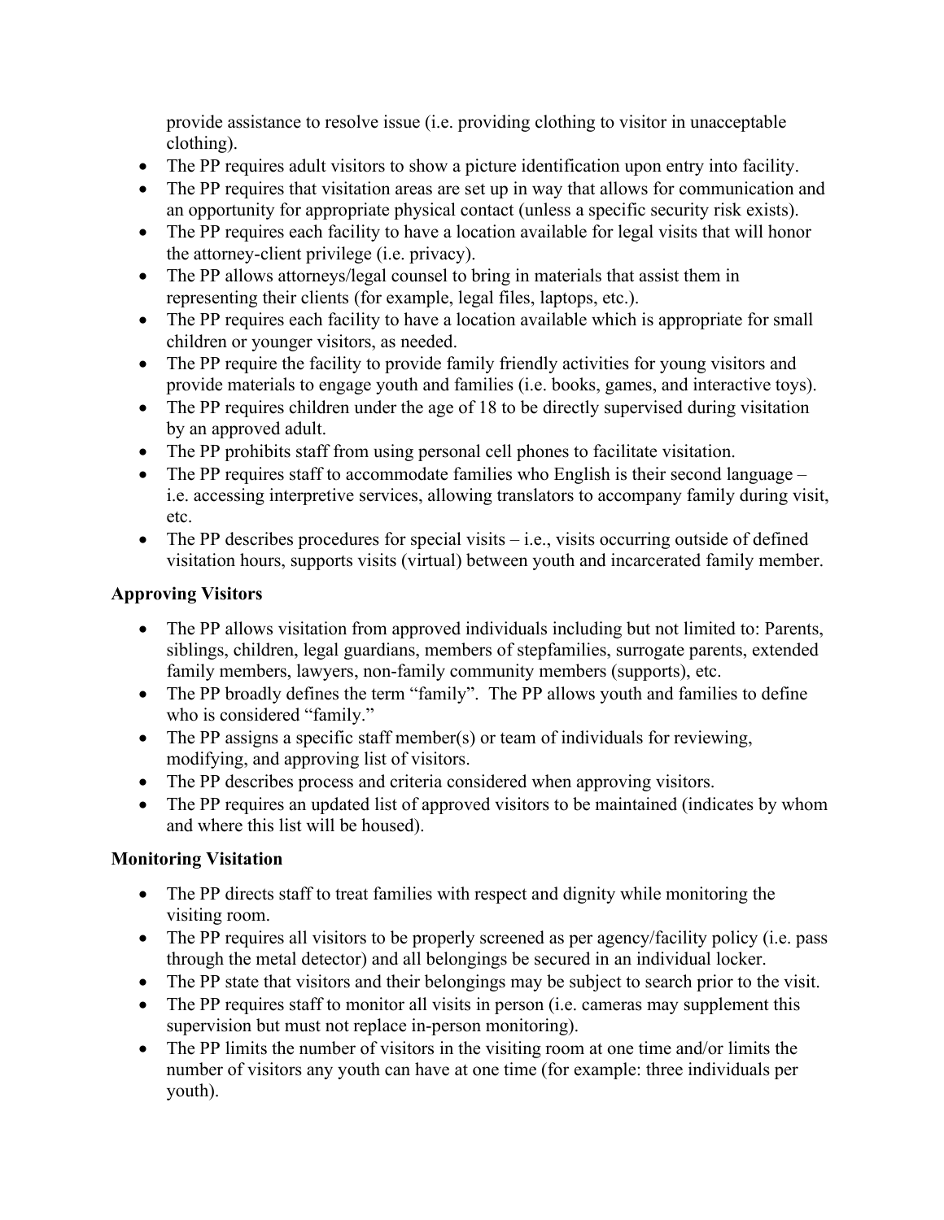provide assistance to resolve issue (i.e. providing clothing to visitor in unacceptable clothing).

- The PP requires adult visitors to show a picture identification upon entry into facility.
- The PP requires that visitation areas are set up in way that allows for communication and an opportunity for appropriate physical contact (unless a specific security risk exists).
- The PP requires each facility to have a location available for legal visits that will honor the attorney-client privilege (i.e. privacy).
- The PP allows attorneys/legal counsel to bring in materials that assist them in representing their clients (for example, legal files, laptops, etc.).
- The PP requires each facility to have a location available which is appropriate for small children or younger visitors, as needed.
- The PP require the facility to provide family friendly activities for young visitors and provide materials to engage youth and families (i.e. books, games, and interactive toys).
- The PP requires children under the age of 18 to be directly supervised during visitation by an approved adult.
- The PP prohibits staff from using personal cell phones to facilitate visitation.
- The PP requires staff to accommodate families who English is their second language – i.e. accessing interpretive services, allowing translators to accompany family during visit, etc.
- The PP describes procedures for special visits – i.e., visits occurring outside of defined visitation hours, supports visits (virtual) between youth and incarcerated family member.

**Approving Visitors**

- The PP allows visitation from approved individuals including but not limited to: Parents, siblings, children, legal guardians, members of stepfamilies, surrogate parents, extended family members, lawyers, non-family community members (supports), etc.
- The PP broadly defines the term "family". The PP allows youth and families to define who is considered "family."
- The PP assigns a specific staff member(s) or team of individuals for reviewing, modifying, and approving list of visitors.
- The PP describes process and criteria considered when approving visitors.
- The PP requires an updated list of approved visitors to be maintained (indicates by whom and where this list will be housed).

**Monitoring Visitation**

- The PP directs staff to treat families with respect and dignity while monitoring the visiting room.
- The PP requires all visitors to be properly screened as per agency/facility policy (i.e. pass through the metal detector) and all belongings be secured in an individual locker.
- The PP state that visitors and their belongings may be subject to search prior to the visit.
- The PP requires staff to monitor all visits in person (i.e. cameras may supplement this supervision but must not replace in-person monitoring).
- The PP limits the number of visitors in the visiting room at one time and/or limits the number of visitors any youth can have at one time (for example: three individuals per youth).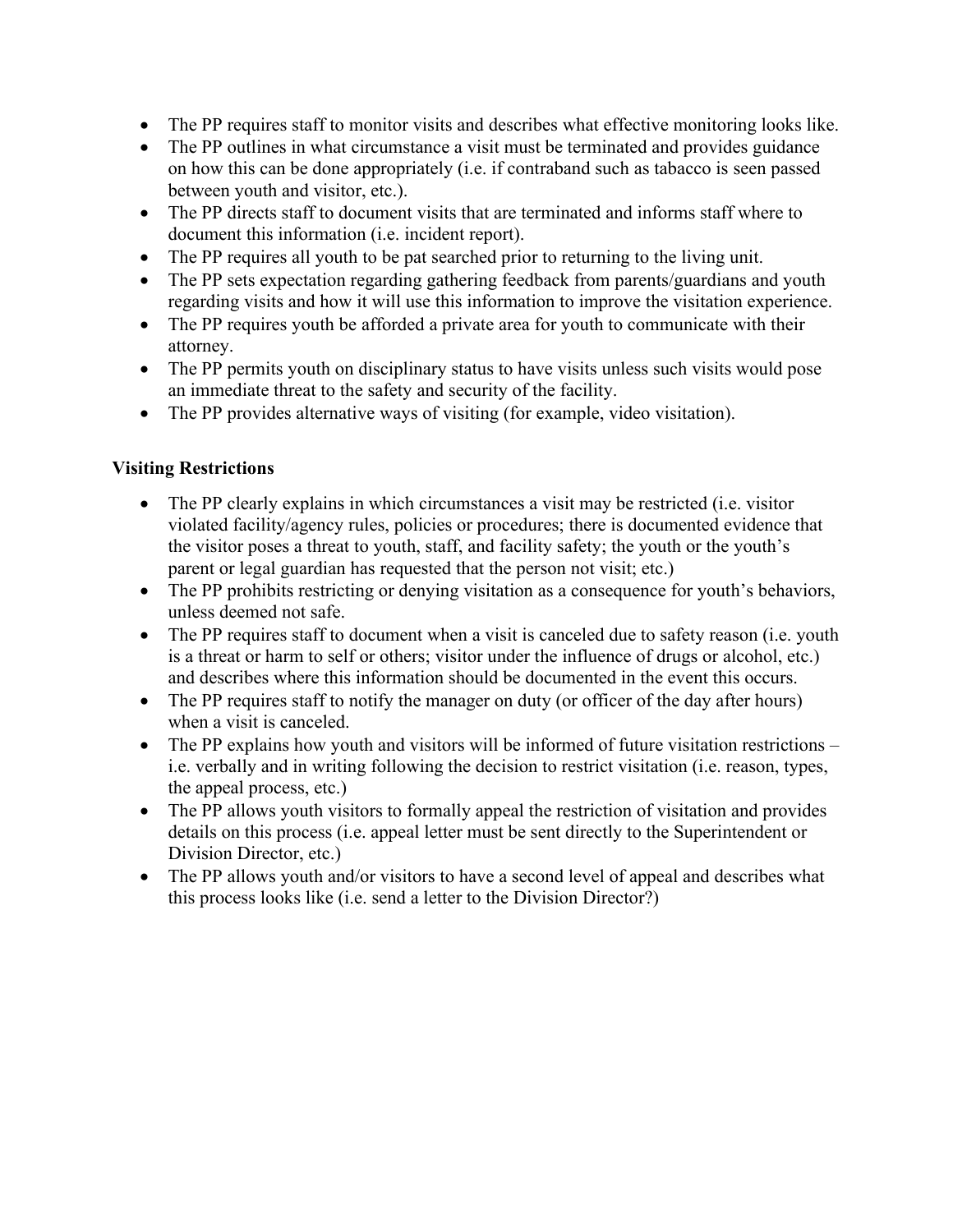- The PP requires staff to monitor visits and describes what effective monitoring looks like.
- The PP outlines in what circumstance a visit must be terminated and provides guidance on how this can be done appropriately (i.e. if contraband such as tabacco is seen passed between youth and visitor, etc.).
- The PP directs staff to document visits that are terminated and informs staff where to document this information (i.e. incident report).
- The PP requires all youth to be pat searched prior to returning to the living unit.
- The PP sets expectation regarding gathering feedback from parents/guardians and youth regarding visits and how it will use this information to improve the visitation experience.
- The PP requires youth be afforded a private area for youth to communicate with their attorney.
- The PP permits youth on disciplinary status to have visits unless such visits would pose an immediate threat to the safety and security of the facility.
- The PP provides alternative ways of visiting (for example, video visitation).

**Visiting Restrictions**

- The PP clearly explains in which circumstances a visit may be restricted (i.e. visitor violated facility/agency rules, policies or procedures; there is documented evidence that the visitor poses a threat to youth, staff, and facility safety; the youth or the youth's parent or legal guardian has requested that the person not visit; etc.)
- The PP prohibits restricting or denying visitation as a consequence for youth's behaviors, unless deemed not safe.
- The PP requires staff to document when a visit is canceled due to safety reason (i.e. youth is a threat or harm to self or others; visitor under the influence of drugs or alcohol, etc.) and describes where this information should be documented in the event this occurs.
- The PP requires staff to notify the manager on duty (or officer of the day after hours) when a visit is canceled.
- The PP explains how youth and visitors will be informed of future visitation restrictions – i.e. verbally and in writing following the decision to restrict visitation (i.e. reason, types, the appeal process, etc.)
- The PP allows youth visitors to formally appeal the restriction of visitation and provides details on this process (i.e. appeal letter must be sent directly to the Superintendent or Division Director, etc.)
- The PP allows youth and/or visitors to have a second level of appeal and describes what this process looks like (i.e. send a letter to the Division Director?)